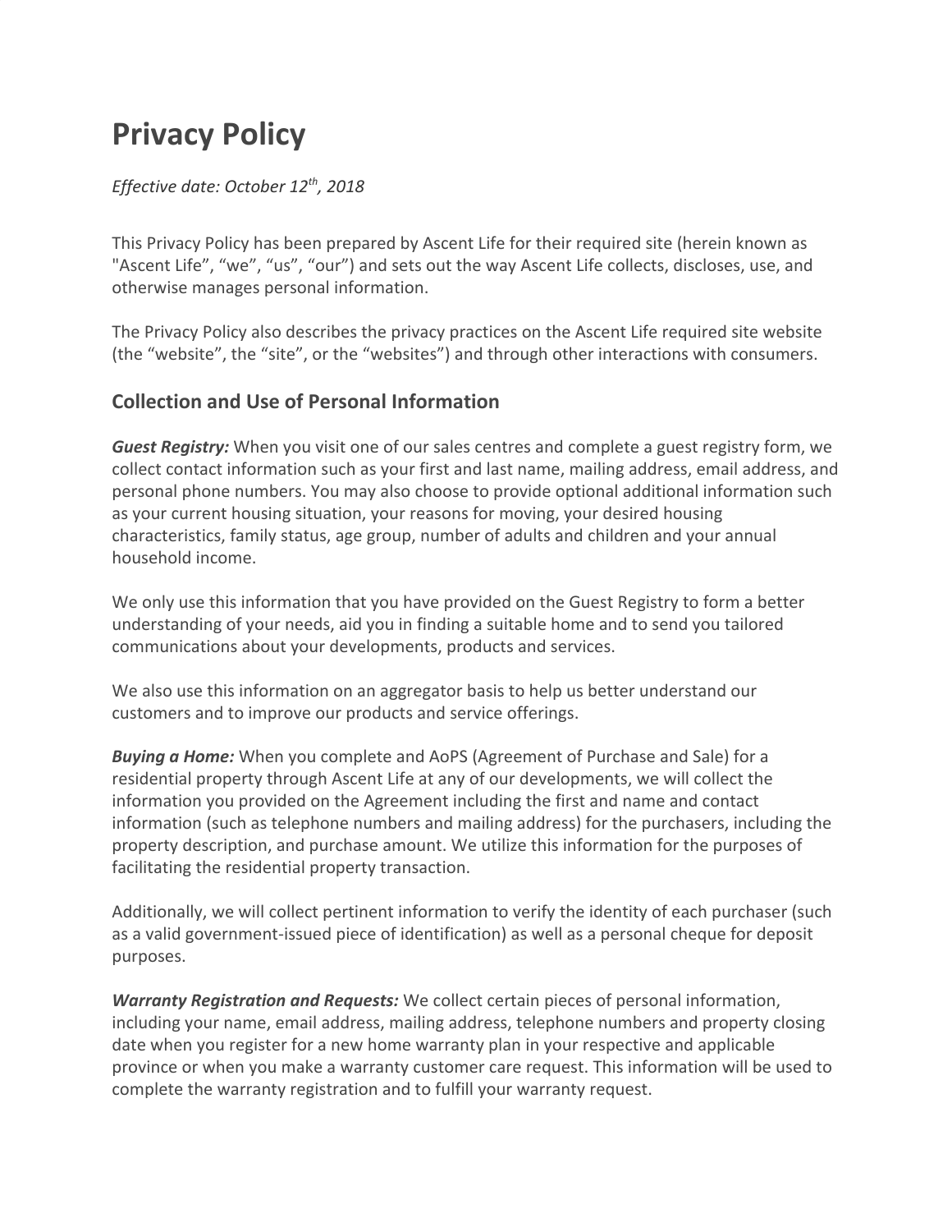# Privacy Policy

*Effective date: October 12th, 2018*

This Privacy Policy has been prepared by Ascent Life for their required site (herein known as "Ascent Life", "we", "us", "our") and sets out the way Ascent Life collects, discloses, use, and otherwise manages personal information.

The Privacy Policy also describes the privacy practices on the Ascent Life required site website (the "website", the "site", or the "websites") and through other interactions with consumers.

## Collection and Use of Personal Information

***Guest Registry:*** When you visit one of our sales centres and complete a guest registry form, we collect contact information such as your first and last name, mailing address, email address, and personal phone numbers. You may also choose to provide optional additional information such as your current housing situation, your reasons for moving, your desired housing characteristics, family status, age group, number of adults and children and your annual household income.

We only use this information that you have provided on the Guest Registry to form a better understanding of your needs, aid you in finding a suitable home and to send you tailored communications about your developments, products and services.

We also use this information on an aggregator basis to help us better understand our customers and to improve our products and service offerings.

***Buying a Home:*** When you complete and AoPS (Agreement of Purchase and Sale) for a residential property through Ascent Life at any of our developments, we will collect the information you provided on the Agreement including the first and name and contact information (such as telephone numbers and mailing address) for the purchasers, including the property description, and purchase amount. We utilize this information for the purposes of facilitating the residential property transaction.

Additionally, we will collect pertinent information to verify the identity of each purchaser (such as a valid government-issued piece of identification) as well as a personal cheque for deposit purposes.

***Warranty Registration and Requests:*** We collect certain pieces of personal information, including your name, email address, mailing address, telephone numbers and property closing date when you register for a new home warranty plan in your respective and applicable province or when you make a warranty customer care request. This information will be used to complete the warranty registration and to fulfill your warranty request.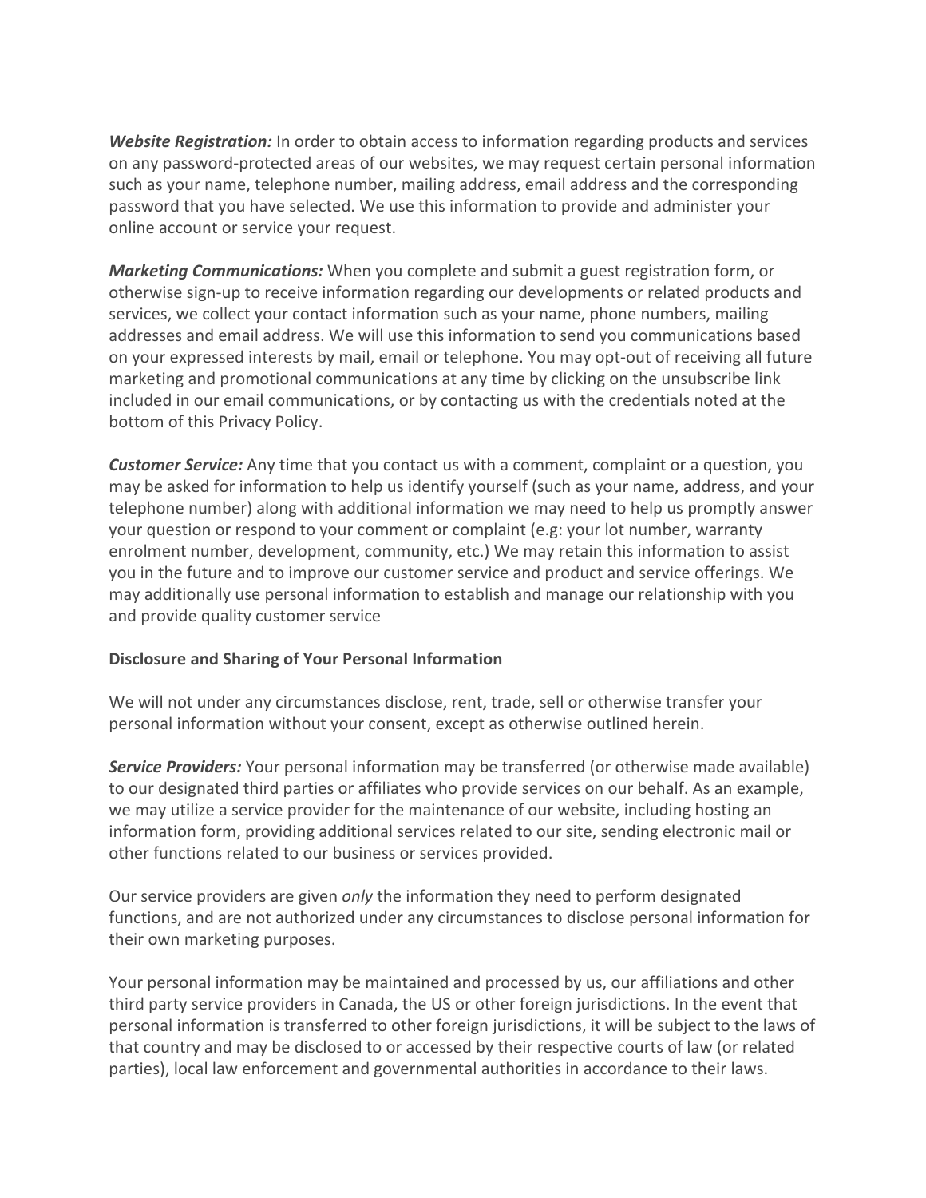***Website Registration:*** In order to obtain access to information regarding products and services on any password-protected areas of our websites, we may request certain personal information such as your name, telephone number, mailing address, email address and the corresponding password that you have selected. We use this information to provide and administer your online account or service your request.

***Marketing Communications:*** When you complete and submit a guest registration form, or otherwise sign-up to receive information regarding our developments or related products and services, we collect your contact information such as your name, phone numbers, mailing addresses and email address. We will use this information to send you communications based on your expressed interests by mail, email or telephone. You may opt-out of receiving all future marketing and promotional communications at any time by clicking on the unsubscribe link included in our email communications, or by contacting us with the credentials noted at the bottom of this Privacy Policy.

***Customer Service:*** Any time that you contact us with a comment, complaint or a question, you may be asked for information to help us identify yourself (such as your name, address, and your telephone number) along with additional information we may need to help us promptly answer your question or respond to your comment or complaint (e.g: your lot number, warranty enrolment number, development, community, etc.) We may retain this information to assist you in the future and to improve our customer service and product and service offerings. We may additionally use personal information to establish and manage our relationship with you and provide quality customer service

**Disclosure and Sharing of Your Personal Information**

We will not under any circumstances disclose, rent, trade, sell or otherwise transfer your personal information without your consent, except as otherwise outlined herein.

***Service Providers:*** Your personal information may be transferred (or otherwise made available) to our designated third parties or affiliates who provide services on our behalf. As an example, we may utilize a service provider for the maintenance of our website, including hosting an information form, providing additional services related to our site, sending electronic mail or other functions related to our business or services provided.

Our service providers are given *only* the information they need to perform designated functions, and are not authorized under any circumstances to disclose personal information for their own marketing purposes.

Your personal information may be maintained and processed by us, our affiliations and other third party service providers in Canada, the US or other foreign jurisdictions. In the event that personal information is transferred to other foreign jurisdictions, it will be subject to the laws of that country and may be disclosed to or accessed by their respective courts of law (or related parties), local law enforcement and governmental authorities in accordance to their laws.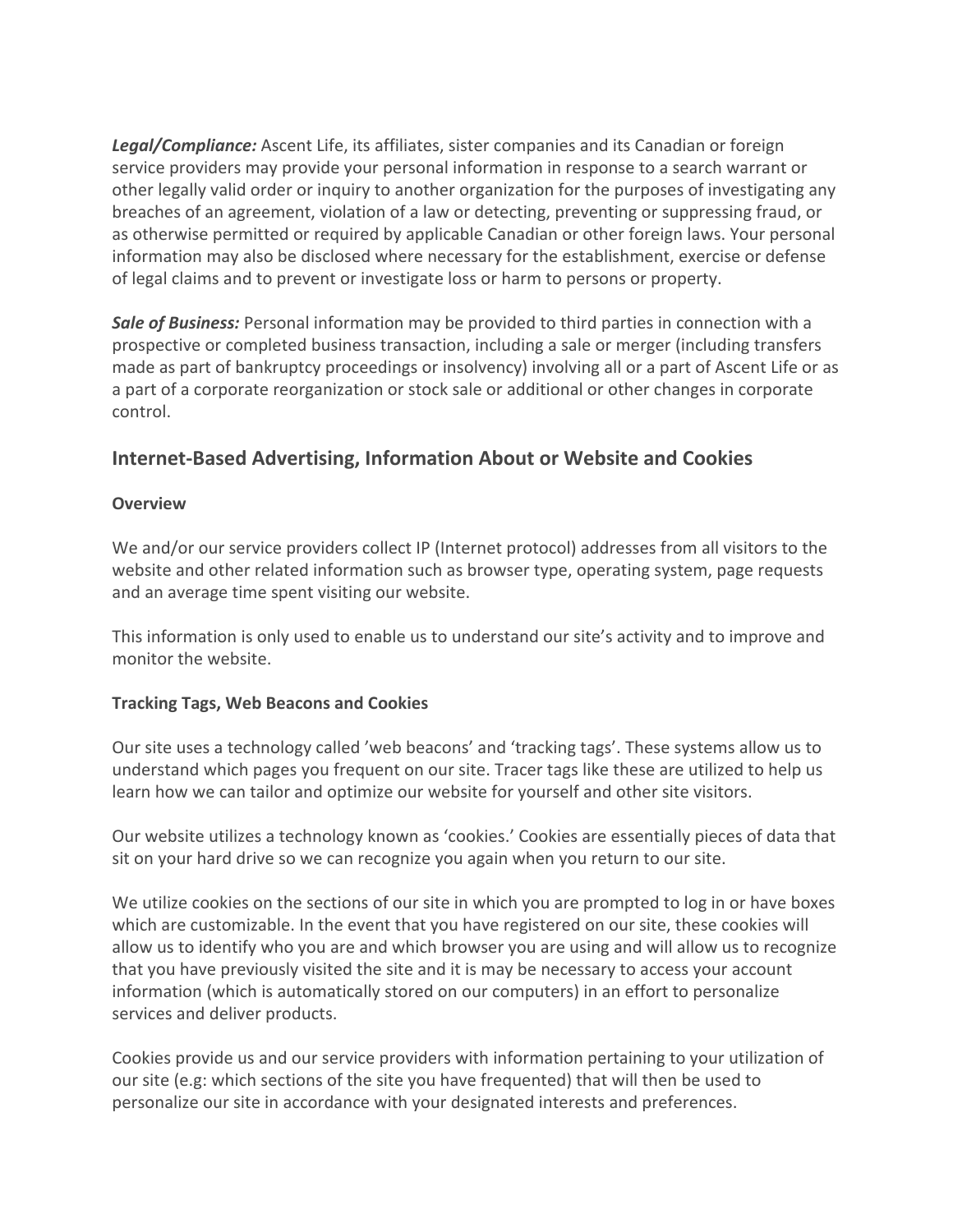***Legal/Compliance:*** Ascent Life, its affiliates, sister companies and its Canadian or foreign service providers may provide your personal information in response to a search warrant or other legally valid order or inquiry to another organization for the purposes of investigating any breaches of an agreement, violation of a law or detecting, preventing or suppressing fraud, or as otherwise permitted or required by applicable Canadian or other foreign laws. Your personal information may also be disclosed where necessary for the establishment, exercise or defense of legal claims and to prevent or investigate loss or harm to persons or property.

***Sale of Business:*** Personal information may be provided to third parties in connection with a prospective or completed business transaction, including a sale or merger (including transfers made as part of bankruptcy proceedings or insolvency) involving all or a part of Ascent Life or as a part of a corporate reorganization or stock sale or additional or other changes in corporate control.

## Internet-Based Advertising, Information About or Website and Cookies

### Overview

We and/or our service providers collect IP (Internet protocol) addresses from all visitors to the website and other related information such as browser type, operating system, page requests and an average time spent visiting our website.

This information is only used to enable us to understand our site's activity and to improve and monitor the website.

### Tracking Tags, Web Beacons and Cookies

Our site uses a technology called 'web beacons' and 'tracking tags'. These systems allow us to understand which pages you frequent on our site. Tracer tags like these are utilized to help us learn how we can tailor and optimize our website for yourself and other site visitors.

Our website utilizes a technology known as 'cookies.' Cookies are essentially pieces of data that sit on your hard drive so we can recognize you again when you return to our site.

We utilize cookies on the sections of our site in which you are prompted to log in or have boxes which are customizable. In the event that you have registered on our site, these cookies will allow us to identify who you are and which browser you are using and will allow us to recognize that you have previously visited the site and it is may be necessary to access your account information (which is automatically stored on our computers) in an effort to personalize services and deliver products.

Cookies provide us and our service providers with information pertaining to your utilization of our site (e.g: which sections of the site you have frequented) that will then be used to personalize our site in accordance with your designated interests and preferences.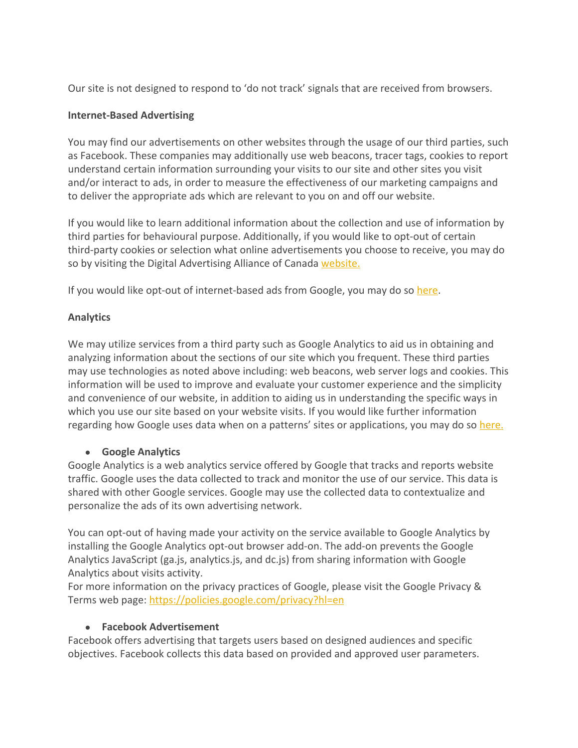Our site is not designed to respond to 'do not track' signals that are received from browsers.

**Internet-Based Advertising**

You may find our advertisements on other websites through the usage of our third parties, such as Facebook. These companies may additionally use web beacons, tracer tags, cookies to report understand certain information surrounding your visits to our site and other sites you visit and/or interact to ads, in order to measure the effectiveness of our marketing campaigns and to deliver the appropriate ads which are relevant to you on and off our website.

If you would like to learn additional information about the collection and use of information by third parties for behavioural purpose. Additionally, if you would like to opt-out of certain third-party cookies or selection what online advertisements you choose to receive, you may do so by visiting the Digital Advertising Alliance of Canada website.

If you would like opt-out of internet-based ads from Google, you may do so here.

**Analytics**

We may utilize services from a third party such as Google Analytics to aid us in obtaining and analyzing information about the sections of our site which you frequent. These third parties may use technologies as noted above including: web beacons, web server logs and cookies. This information will be used to improve and evaluate your customer experience and the simplicity and convenience of our website, in addition to aiding us in understanding the specific ways in which you use our site based on your website visits. If you would like further information regarding how Google uses data when on a patterns' sites or applications, you may do so here.

- **Google Analytics**

Google Analytics is a web analytics service offered by Google that tracks and reports website traffic. Google uses the data collected to track and monitor the use of our service. This data is shared with other Google services. Google may use the collected data to contextualize and personalize the ads of its own advertising network.

You can opt-out of having made your activity on the service available to Google Analytics by installing the Google Analytics opt-out browser add-on. The add-on prevents the Google Analytics JavaScript (ga.js, analytics.js, and dc.js) from sharing information with Google Analytics about visits activity.
For more information on the privacy practices of Google, please visit the Google Privacy & Terms web page: https://policies.google.com/privacy?hl=en

- **Facebook Advertisement**

Facebook offers advertising that targets users based on designed audiences and specific objectives. Facebook collects this data based on provided and approved user parameters.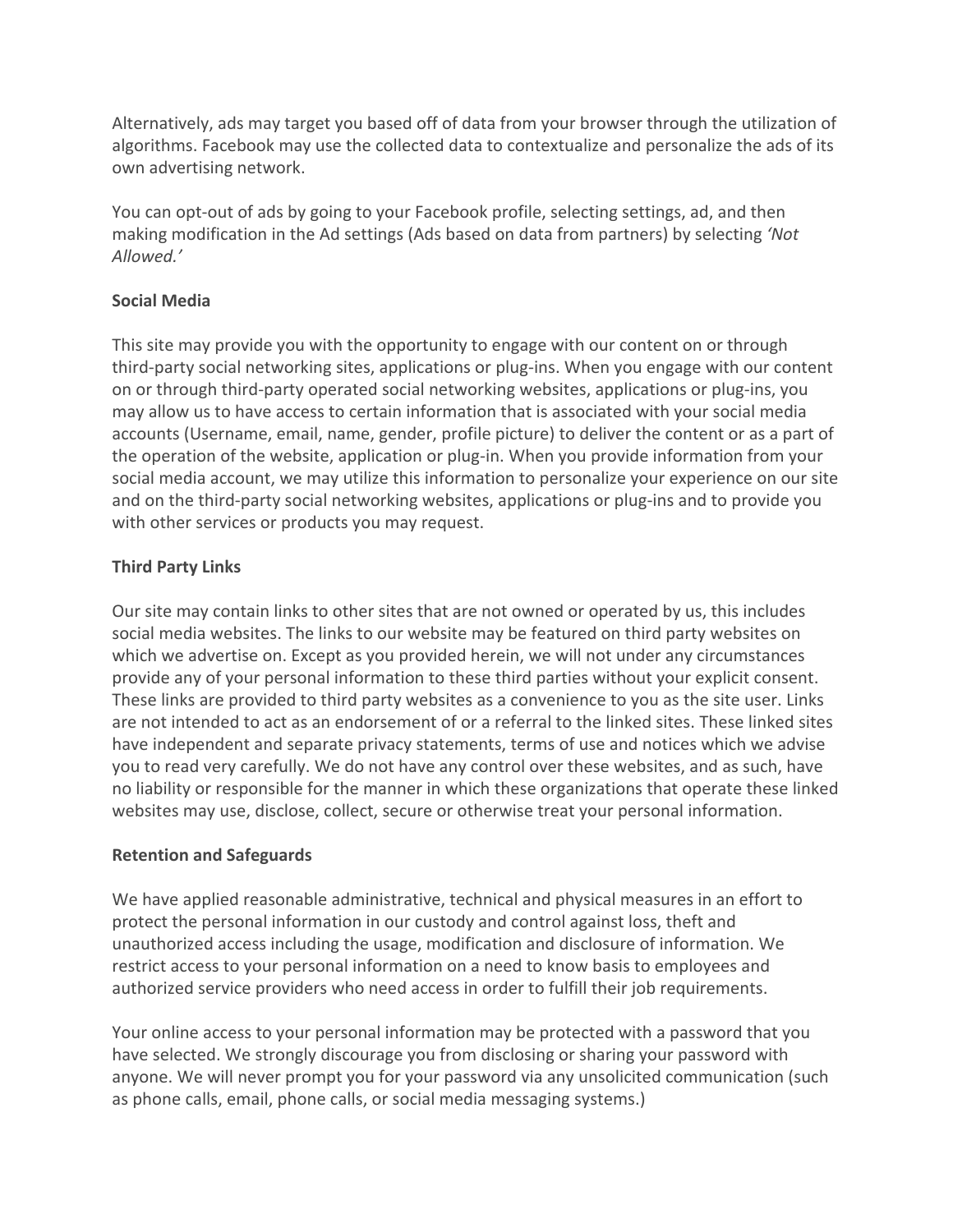Alternatively, ads may target you based off of data from your browser through the utilization of algorithms. Facebook may use the collected data to contextualize and personalize the ads of its own advertising network.

You can opt-out of ads by going to your Facebook profile, selecting settings, ad, and then making modification in the Ad settings (Ads based on data from partners) by selecting *'Not Allowed.'*

**Social Media**

This site may provide you with the opportunity to engage with our content on or through third-party social networking sites, applications or plug-ins. When you engage with our content on or through third-party operated social networking websites, applications or plug-ins, you may allow us to have access to certain information that is associated with your social media accounts (Username, email, name, gender, profile picture) to deliver the content or as a part of the operation of the website, application or plug-in. When you provide information from your social media account, we may utilize this information to personalize your experience on our site and on the third-party social networking websites, applications or plug-ins and to provide you with other services or products you may request.

**Third Party Links**

Our site may contain links to other sites that are not owned or operated by us, this includes social media websites. The links to our website may be featured on third party websites on which we advertise on. Except as you provided herein, we will not under any circumstances provide any of your personal information to these third parties without your explicit consent. These links are provided to third party websites as a convenience to you as the site user. Links are not intended to act as an endorsement of or a referral to the linked sites. These linked sites have independent and separate privacy statements, terms of use and notices which we advise you to read very carefully. We do not have any control over these websites, and as such, have no liability or responsible for the manner in which these organizations that operate these linked websites may use, disclose, collect, secure or otherwise treat your personal information.

**Retention and Safeguards**

We have applied reasonable administrative, technical and physical measures in an effort to protect the personal information in our custody and control against loss, theft and unauthorized access including the usage, modification and disclosure of information. We restrict access to your personal information on a need to know basis to employees and authorized service providers who need access in order to fulfill their job requirements.

Your online access to your personal information may be protected with a password that you have selected. We strongly discourage you from disclosing or sharing your password with anyone. We will never prompt you for your password via any unsolicited communication (such as phone calls, email, phone calls, or social media messaging systems.)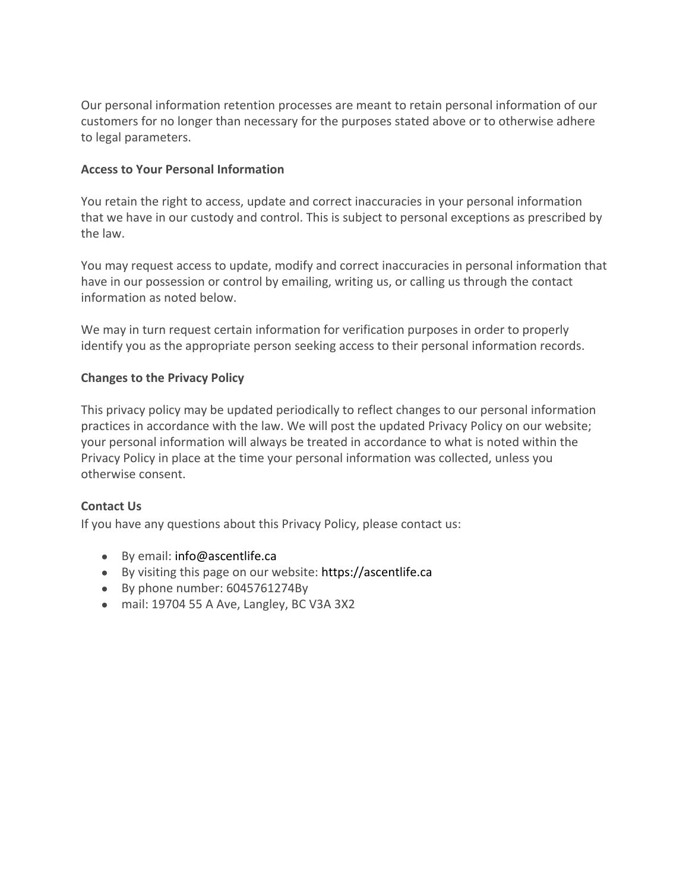Our personal information retention processes are meant to retain personal information of our customers for no longer than necessary for the purposes stated above or to otherwise adhere to legal parameters.

**Access to Your Personal Information**

You retain the right to access, update and correct inaccuracies in your personal information that we have in our custody and control. This is subject to personal exceptions as prescribed by the law.

You may request access to update, modify and correct inaccuracies in personal information that have in our possession or control by emailing, writing us, or calling us through the contact information as noted below.

We may in turn request certain information for verification purposes in order to properly identify you as the appropriate person seeking access to their personal information records.

**Changes to the Privacy Policy**

This privacy policy may be updated periodically to reflect changes to our personal information practices in accordance with the law. We will post the updated Privacy Policy on our website; your personal information will always be treated in accordance to what is noted within the Privacy Policy in place at the time your personal information was collected, unless you otherwise consent.

**Contact Us**

If you have any questions about this Privacy Policy, please contact us:

- By email: info@ascentlife.ca
- By visiting this page on our website: https://ascentlife.ca
- By phone number: 6045761274By
- mail: 19704 55 A Ave, Langley, BC V3A 3X2